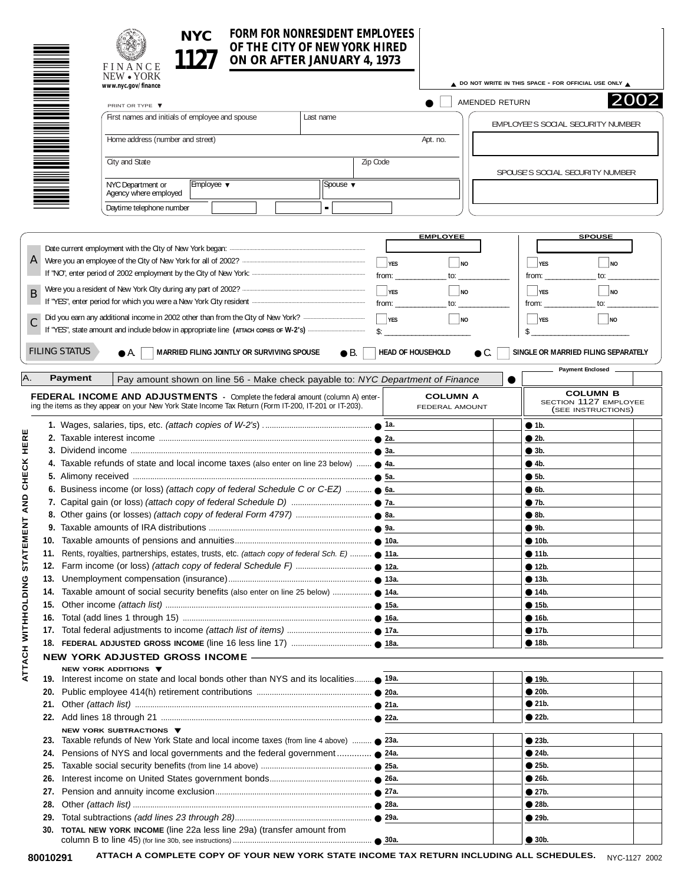FINANCE NEW • YORK
www.nyc.gov/finance

# NYC 1127

## FORM FOR NONRESIDENT EMPLOYEES OF THE CITY OF NEW YORK HIRED ON OR AFTER JANUARY 4, 1973

▲ DO NOT WRITE IN THIS SPACE - FOR OFFICIAL USE ONLY ▲

● ☐ AMENDED RETURN **2002**

PRINT OR TYPE ▼

| First names and initials of employee and spouse | Last name | |
|---|---|---|
| Home address (number and street) | | Apt. no. |
| City and State | | Zip Code |
| NYC Department or Agency where employed | Employee ▼ | Spouse ▼ |
| Daytime telephone number | | - |

EMPLOYEE'S SOCIAL SECURITY NUMBER

SPOUSE'S SOCIAL SECURITY NUMBER

| | | EMPLOYEE | SPOUSE |
|---|---|---|---|
| **A** | Date current employment with the City of New York began: | | |
| | Were you an employee of the City of New York for all of 2002? | ☐ YES ☐ NO | ☐ YES ☐ NO |
| | If "NO", enter period of 2002 employment by the City of New York: | from: ________ to: ________ | from: ________ to: ________ |
| **B** | Were you a resident of New York City during any part of 2002? | ☐ YES ☐ NO | ☐ YES ☐ NO |
| | If "YES", enter period for which you were a New York City resident | from: ________ to: ________ | from: ________ to: ________ |
| **C** | Did you earn any additional income in 2002 other than from the City of New York? | ☐ YES ☐ NO | ☐ YES ☐ NO |
| | If "YES", state amount and include below in appropriate line (ATTACH COPIES OF W-2's) | $: ________ | $ ________ |

**FILING STATUS** ● A. ☐ MARRIED FILING JOINTLY OR SURVIVING SPOUSE ● B. ☐ HEAD OF HOUSEHOLD ● C. ☐ SINGLE OR MARRIED FILING SEPARATELY

| A. | **Payment** | Pay amount shown on line 56 - Make check payable to: *NYC Department of Finance* | ● | Payment Enclosed |
|---|---|---|---|---|

ATTACH WITHHOLDING STATEMENT AND CHECK HERE

**FEDERAL INCOME AND ADJUSTMENTS** - Complete the federal amount (column A) entering the items as they appear on your New York State Income Tax Return (Form IT-200, IT-201 or IT-203).

| Line | Description | COLUMN A FEDERAL AMOUNT | COLUMN B SECTION 1127 EMPLOYEE (SEE INSTRUCTIONS) |
|---|---|---|---|
| 1. | Wages, salaries, tips, etc. *(attach copies of W-2's)* | ● 1a. | ● 1b. |
| 2. | Taxable interest income | ● 2a. | ● 2b. |
| 3. | Dividend income | ● 3a. | ● 3b. |
| 4. | Taxable refunds of state and local income taxes (also enter on line 23 below) | ● 4a. | ● 4b. |
| 5. | Alimony received | ● 5a. | ● 5b. |
| 6. | Business income (or loss) *(attach copy of federal Schedule C or C-EZ)* | ● 6a. | ● 6b. |
| 7. | Capital gain (or loss) *(attach copy of federal Schedule D)* | ● 7a. | ● 7b. |
| 8. | Other gains (or losses) *(attach copy of federal Form 4797)* | ● 8a. | ● 8b. |
| 9. | Taxable amounts of IRA distributions | ● 9a. | ● 9b. |
| 10. | Taxable amounts of pensions and annuities | ● 10a. | ● 10b. |
| 11. | Rents, royalties, partnerships, estates, trusts, etc. *(attach copy of federal Sch. E)* | ● 11a. | ● 11b. |
| 12. | Farm income (or loss) *(attach copy of federal Schedule F)* | ● 12a. | ● 12b. |
| 13. | Unemployment compensation (insurance) | ● 13a. | ● 13b. |
| 14. | Taxable amount of social security benefits (also enter on line 25 below) | ● 14a. | ● 14b. |
| 15. | Other income *(attach list)* | ● 15a. | ● 15b. |
| 16. | Total (add lines 1 through 15) | ● 16a. | ● 16b. |
| 17. | Total federal adjustments to income *(attach list of items)* | ● 17a. | ● 17b. |
| 18. | **FEDERAL ADJUSTED GROSS INCOME** (line 16 less line 17) | ● 18a. | ● 18b. |

**NEW YORK ADJUSTED GROSS INCOME**

**NEW YORK ADDITIONS** ▼

| Line | Description | COLUMN A | COLUMN B |
|---|---|---|---|
| 19. | Interest income on state and local bonds other than NYS and its localities | ● 19a. | ● 19b. |
| 20. | Public employee 414(h) retirement contributions | ● 20a. | ● 20b. |
| 21. | Other *(attach list)* | ● 21a. | ● 21b. |
| 22. | Add lines 18 through 21 | ● 22a. | ● 22b. |

**NEW YORK SUBTRACTIONS** ▼

| Line | Description | COLUMN A | COLUMN B |
|---|---|---|---|
| 23. | Taxable refunds of New York State and local income taxes (from line 4 above) | ● 23a. | ● 23b. |
| 24. | Pensions of NYS and local governments and the federal government | ● 24a. | ● 24b. |
| 25. | Taxable social security benefits (from line 14 above) | ● 25a. | ● 25b. |
| 26. | Interest income on United States government bonds | ● 26a. | ● 26b. |
| 27. | Pension and annuity income exclusion | ● 27a. | ● 27b. |
| 28. | Other *(attach list)* | ● 28a. | ● 28b. |
| 29. | Total subtractions *(add lines 23 through 28)* | ● 29a. | ● 29b. |
| 30. | **TOTAL NEW YORK INCOME** (line 22a less line 29a) (transfer amount from column B to line 45) (for line 30b, see instructions) | ● 30a. | ● 30b. |

80010291 **ATTACH A COMPLETE COPY OF YOUR NEW YORK STATE INCOME TAX RETURN INCLUDING ALL SCHEDULES.** NYC-1127 2002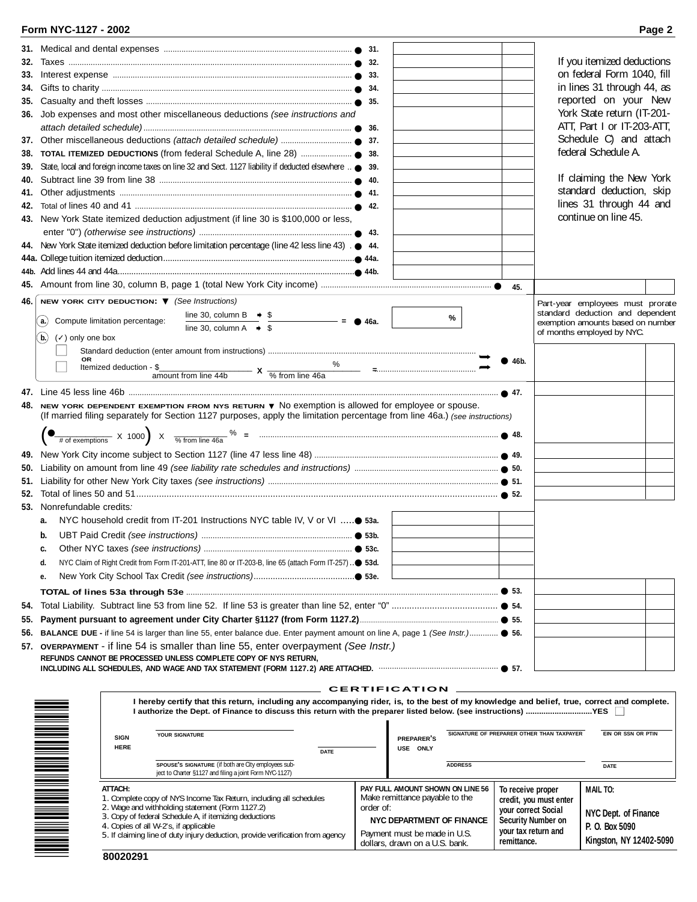Form NYC-1127 - 2002

| | | |
|---|---|---|
| **31.** Medical and dental expenses ● 31. | | |
| **32.** Taxes ● 32. | | |
| **33.** Interest expense ● 33. | | |
| **34.** Gifts to charity ● 34. | | |
| **35.** Casualty and theft losses ● 35. | | |
| **36.** Job expenses and most other miscellaneous deductions *(see instructions and attach detailed schedule)* ● 36. | | |
| **37.** Other miscellaneous deductions *(attach detailed schedule)* ● 37. | | |
| **38.** **TOTAL ITEMIZED DEDUCTIONS** (from federal Schedule A, line 28) ● 38. | | |
| **39.** State, local and foreign income taxes on line 32 and Sect. 1127 liability if deducted elsewhere ● 39. | | |
| **40.** Subtract line 39 from line 38 ● 40. | | |
| **41.** Other adjustments ● 41. | | |
| **42.** Total of lines 40 and 41 ● 42. | | |
| **43.** New York State itemized deduction adjustment (if line 30 is $100,000 or less, enter "0") *(otherwise see instructions)* ● 43. | | |
| **44.** New York State itemized deduction before limitation percentage (line 42 less line 43) ● 44. | | |
| **44a.** College tuition itemized deduction ● 44a. | | |
| **44b.** Add lines 44 and 44a ● 44b. | | |

If you itemized deductions on federal Form 1040, fill in lines 31 through 44, as reported on your New York State return (IT-201-ATT, Part I or IT-203-ATT, Schedule C) and attach federal Schedule A.

If claiming the New York standard deduction, skip lines 31 through 44 and continue on line 45.

**45.** Amount from line 30, column B, page 1 (total New York City income) ● 45.

**46.** **NEW YORK CITY DEDUCTION:** ▼ *(See Instructions)*

Part-year employees must prorate standard deduction and dependent exemption amounts based on number of months employed by NYC.

(a.) Compute limitation percentage: line 30, column B ➡ $ ______ / line 30, column A ➡ $ ______ = ● 46a. ______ %

(b.) (✓) only one box

☐ Standard deduction (enter amount from instructions)

OR

☐ Itemized deduction - $________ (amount from line 44b) X ________ % (% from line 46a) = ● 46b.

**47.** Line 45 less line 46b ● 47.

**48.** **NEW YORK DEPENDENT EXEMPTION FROM NYS RETURN** ▼ No exemption is allowed for employee or spouse. (If married filing separately for Section 1127 purposes, apply the limitation percentage from line 46a.) *(see instructions)*

(● ________ (# of exemptions) X 1000) X ________ % (% from line 46a) = ● 48.

**49.** New York City income subject to Section 1127 (line 47 less line 48) ● 49.

**50.** Liability on amount from line 49 *(see liability rate schedules and instructions)* ● 50.

**51.** Liability for other New York City taxes *(see instructions)* ● 51.

**52.** Total of lines 50 and 51 ● 52.

**53.** Nonrefundable credits:

- **a.** NYC household credit from IT-201 Instructions NYC table IV, V or VI ● 53a.
- **b.** UBT Paid Credit *(see instructions)* ● 53b.
- **c.** Other NYC taxes *(see instructions)* ● 53c.
- **d.** NYC Claim of Right Credit from Form IT-201-ATT, line 80 or IT-203-B, line 65 (attach Form IT-257) ● 53d.
- **e.** New York City School Tax Credit *(see instructions)* ● 53e.

**TOTAL of lines 53a through 53e** ● 53.

**54.** Total Liability. Subtract line 53 from line 52. If line 53 is greater than line 52, enter "0" ● 54.

**55.** **Payment pursuant to agreement under City Charter §1127 (from Form 1127.2)** ● 55.

**56.** **BALANCE DUE** - if line 54 is larger than line 55, enter balance due. Enter payment amount on line A, page 1 *(See Instr.)* ● 56.

**57.** **OVERPAYMENT** - if line 54 is smaller than line 55, enter overpayment *(See Instr.)*
**REFUNDS CANNOT BE PROCESSED UNLESS COMPLETE COPY OF NYS RETURN, INCLUDING ALL SCHEDULES, AND WAGE AND TAX STATEMENT (FORM 1127.2) ARE ATTACHED.** ● 57.

## CERTIFICATION

**I hereby certify that this return, including any accompanying rider, is, to the best of my knowledge and belief, true, correct and complete. I authorize the Dept. of Finance to discuss this return with the preparer listed below. (see instructions) ............................YES ☐**

**SIGN HERE**

YOUR SIGNATURE ______ DATE ______

SPOUSE'S SIGNATURE (if both are City employees subject to Charter §1127 and filing a joint Form NYC-1127)

**PREPARER'S USE ONLY**

SIGNATURE OF PREPARER OTHER THAN TAXPAYER ______ EIN OR SSN OR PTIN ______

ADDRESS ______ DATE ______

**ATTACH:**
1. Complete copy of NYS Income Tax Return, including all schedules
2. Wage and withholding statement (Form 1127.2)
3. Copy of federal Schedule A, if itemizing deductions
4. Copies of all W-2's, if applicable
5. If claiming line of duty injury deduction, provide verification from agency

**PAY FULL AMOUNT SHOWN ON LINE 56**
Make remittance payable to the order of:
**NYC DEPARTMENT OF FINANCE**
Payment must be made in U.S. dollars, drawn on a U.S. bank.

**To receive proper credit, you must enter your correct Social Security Number on your tax return and remittance.**

**MAIL TO:**
**NYC Dept. of Finance**
**P. O. Box 5090**
**Kingston, NY 12402-5090**

80020291